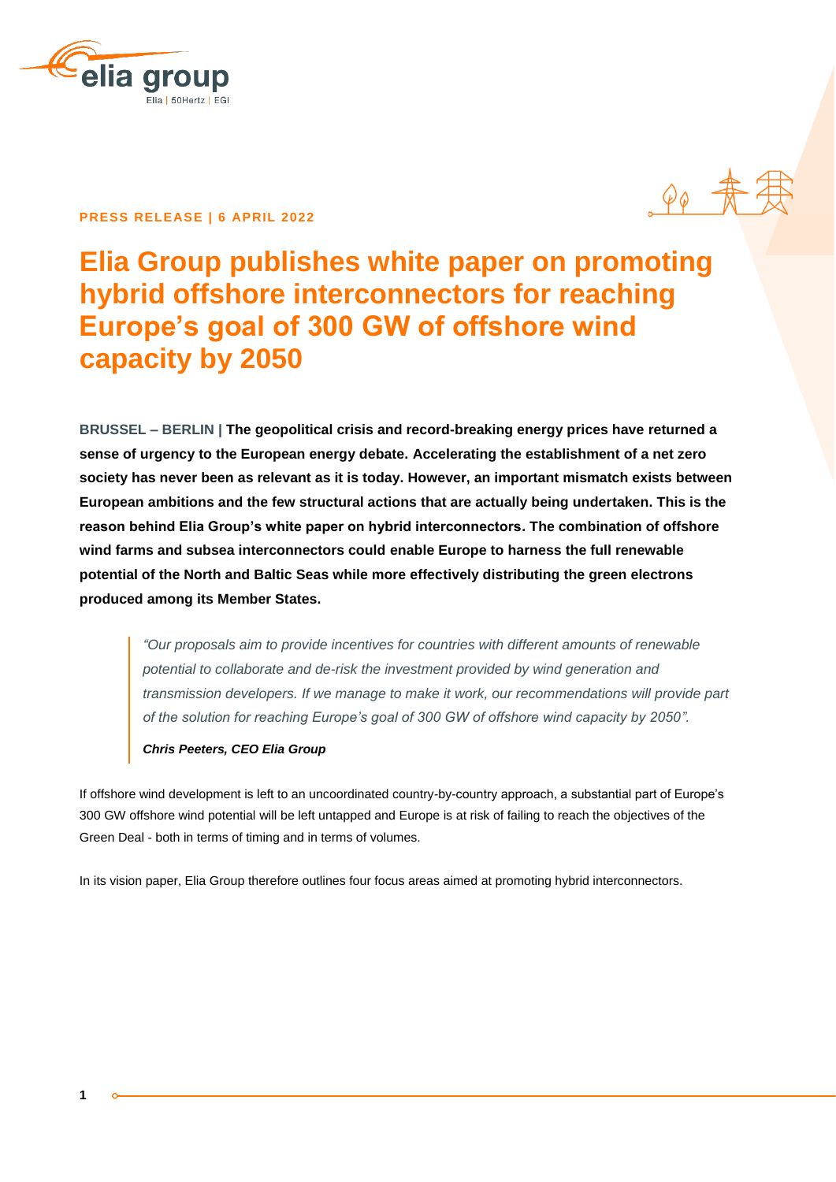**PRESS RELEASE | 6 APRIL 2022**

# Elia Group publishes white paper on promoting hybrid offshore interconnectors for reaching Europe's goal of 300 GW of offshore wind capacity by 2050

**BRUSSEL – BERLIN | The geopolitical crisis and record-breaking energy prices have returned a sense of urgency to the European energy debate. Accelerating the establishment of a net zero society has never been as relevant as it is today. However, an important mismatch exists between European ambitions and the few structural actions that are actually being undertaken. This is the reason behind Elia Group's white paper on hybrid interconnectors. The combination of offshore wind farms and subsea interconnectors could enable Europe to harness the full renewable potential of the North and Baltic Seas while more effectively distributing the green electrons produced among its Member States.**

> *"Our proposals aim to provide incentives for countries with different amounts of renewable potential to collaborate and de-risk the investment provided by wind generation and transmission developers. If we manage to make it work, our recommendations will provide part of the solution for reaching Europe's goal of 300 GW of offshore wind capacity by 2050".*
>
> ***Chris Peeters, CEO Elia Group***

If offshore wind development is left to an uncoordinated country-by-country approach, a substantial part of Europe's 300 GW offshore wind potential will be left untapped and Europe is at risk of failing to reach the objectives of the Green Deal - both in terms of timing and in terms of volumes.

In its vision paper, Elia Group therefore outlines four focus areas aimed at promoting hybrid interconnectors.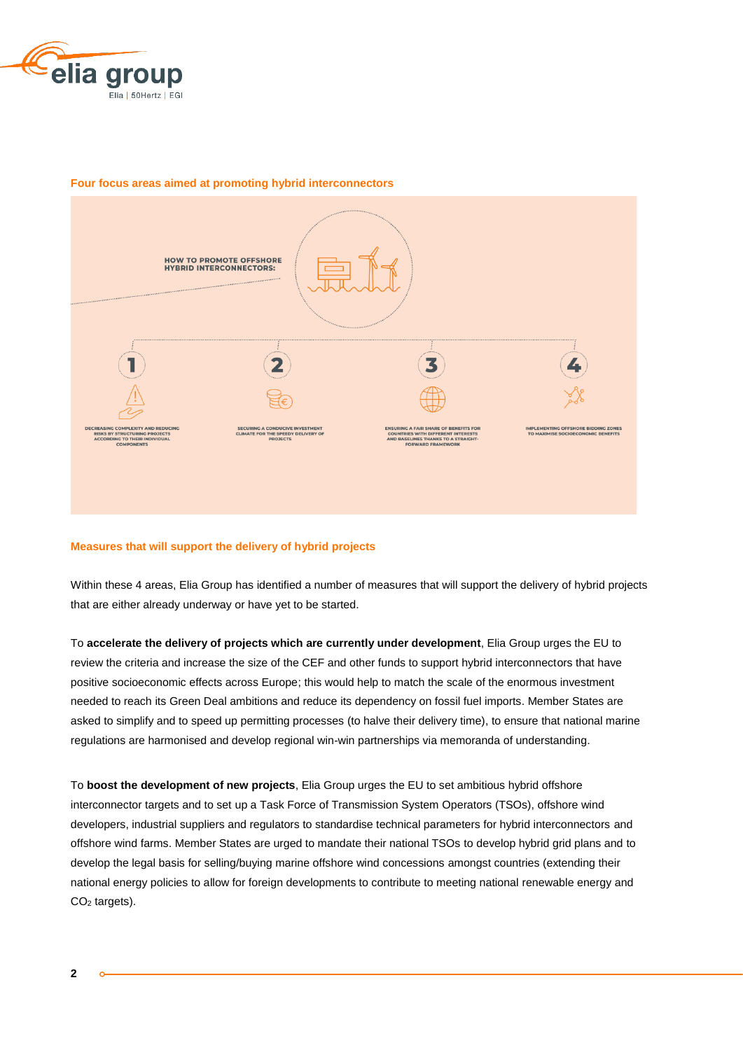### Four focus areas aimed at promoting hybrid interconnectors

HOW TO PROMOTE OFFSHORE HYBRID INTERCONNECTORS:

1. DECREASING COMPLEXITY AND REDUCING RISKS BY STRUCTURING PROJECTS ACCORDING TO THEIR INDIVIDUAL COMPONENTS
2. SECURING A CONDUCIVE INVESTMENT CLIMATE FOR THE SPEEDY DELIVERY OF PROJECTS
3. ENSURING A FAIR SHARE OF BENEFITS FOR COUNTRIES WITH DIFFERENT INTERESTS AND BASELINES THANKS TO A STRAIGHT-FORWARD FRAMEWORK
4. IMPLEMENTING OFFSHORE BIDDING ZONES TO MAXIMISE SOCIOECONOMIC BENEFITS

### Measures that will support the delivery of hybrid projects

Within these 4 areas, Elia Group has identified a number of measures that will support the delivery of hybrid projects that are either already underway or have yet to be started.

To **accelerate the delivery of projects which are currently under development**, Elia Group urges the EU to review the criteria and increase the size of the CEF and other funds to support hybrid interconnectors that have positive socioeconomic effects across Europe; this would help to match the scale of the enormous investment needed to reach its Green Deal ambitions and reduce its dependency on fossil fuel imports. Member States are asked to simplify and to speed up permitting processes (to halve their delivery time), to ensure that national marine regulations are harmonised and develop regional win-win partnerships via memoranda of understanding.

To **boost the development of new projects**, Elia Group urges the EU to set ambitious hybrid offshore interconnector targets and to set up a Task Force of Transmission System Operators (TSOs), offshore wind developers, industrial suppliers and regulators to standardise technical parameters for hybrid interconnectors and offshore wind farms. Member States are urged to mandate their national TSOs to develop hybrid grid plans and to develop the legal basis for selling/buying marine offshore wind concessions amongst countries (extending their national energy policies to allow for foreign developments to contribute to meeting national renewable energy and $CO_2$ targets).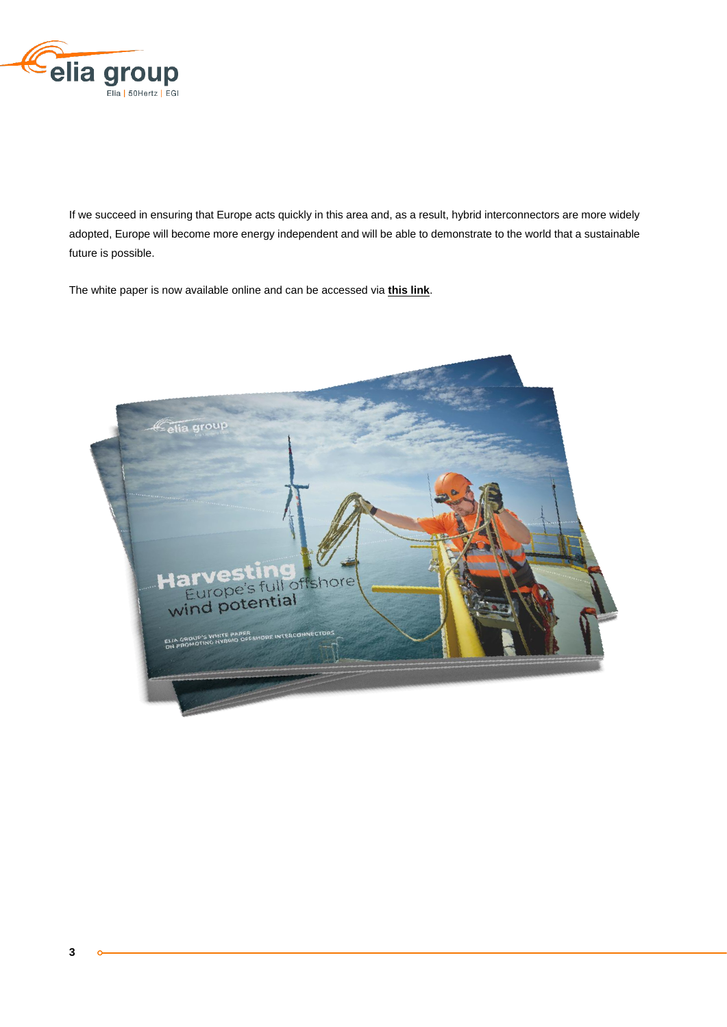If we succeed in ensuring that Europe acts quickly in this area and, as a result, hybrid interconnectors are more widely adopted, Europe will become more energy independent and will be able to demonstrate to the world that a sustainable future is possible.

The white paper is now available online and can be accessed via **this link**.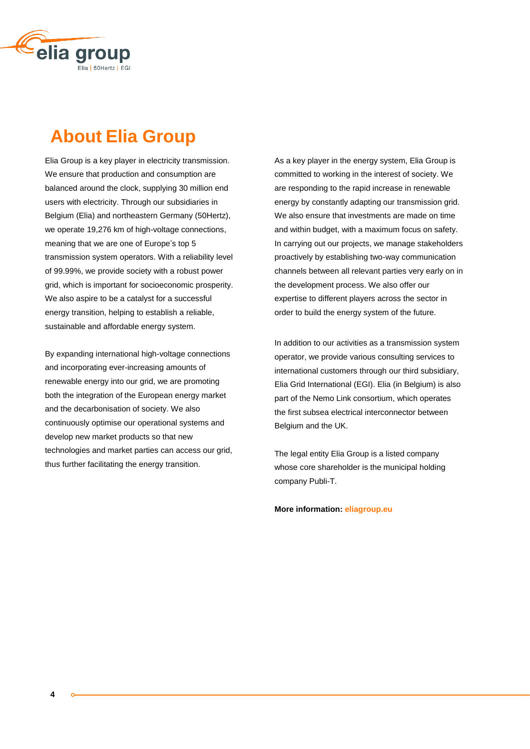# About Elia Group

Elia Group is a key player in electricity transmission. We ensure that production and consumption are balanced around the clock, supplying 30 million end users with electricity. Through our subsidiaries in Belgium (Elia) and northeastern Germany (50Hertz), we operate 19,276 km of high-voltage connections, meaning that we are one of Europe's top 5 transmission system operators. With a reliability level of 99.99%, we provide society with a robust power grid, which is important for socioeconomic prosperity. We also aspire to be a catalyst for a successful energy transition, helping to establish a reliable, sustainable and affordable energy system.

By expanding international high-voltage connections and incorporating ever-increasing amounts of renewable energy into our grid, we are promoting both the integration of the European energy market and the decarbonisation of society. We also continuously optimise our operational systems and develop new market products so that new technologies and market parties can access our grid, thus further facilitating the energy transition.

As a key player in the energy system, Elia Group is committed to working in the interest of society. We are responding to the rapid increase in renewable energy by constantly adapting our transmission grid. We also ensure that investments are made on time and within budget, with a maximum focus on safety. In carrying out our projects, we manage stakeholders proactively by establishing two-way communication channels between all relevant parties very early on in the development process. We also offer our expertise to different players across the sector in order to build the energy system of the future.

In addition to our activities as a transmission system operator, we provide various consulting services to international customers through our third subsidiary, Elia Grid International (EGI). Elia (in Belgium) is also part of the Nemo Link consortium, which operates the first subsea electrical interconnector between Belgium and the UK.

The legal entity Elia Group is a listed company whose core shareholder is the municipal holding company Publi-T.

**More information: eliagroup.eu**